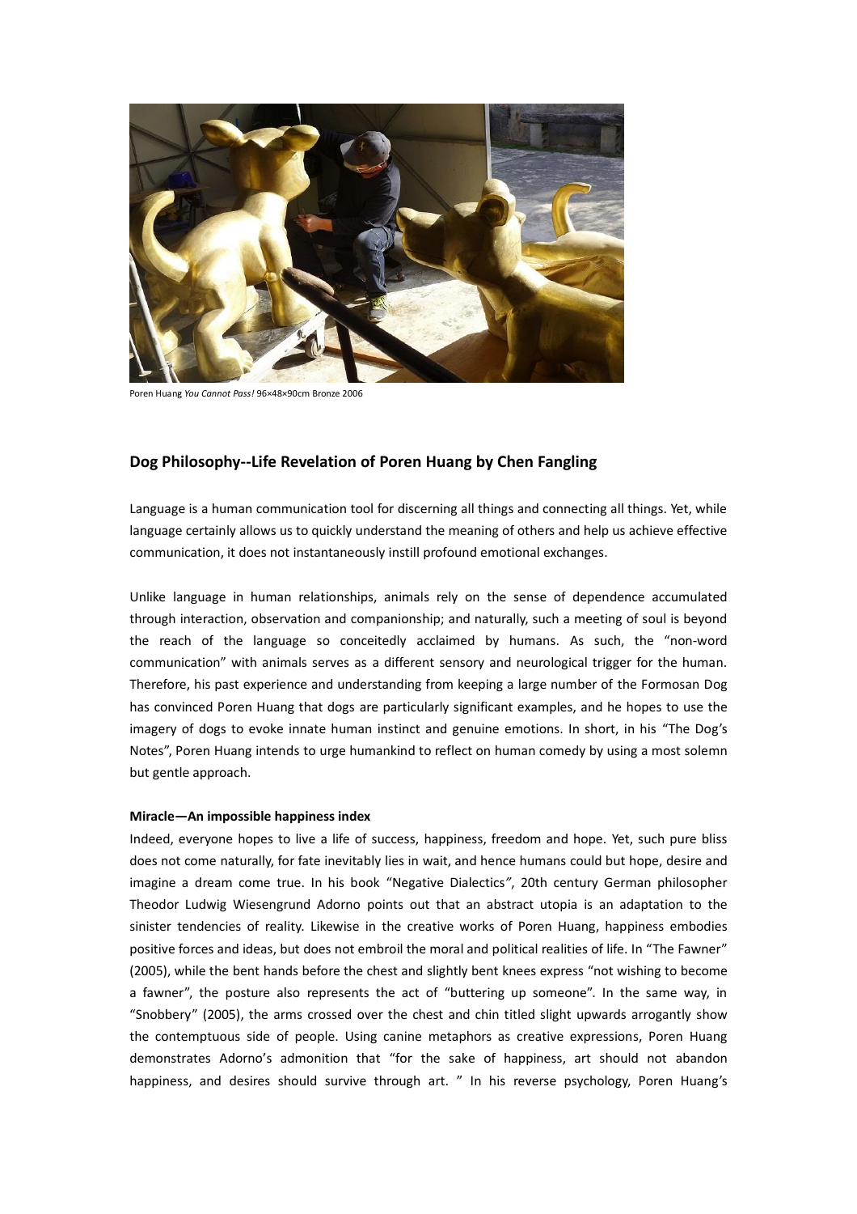Poren Huang *You Cannot Pass!* 96×48×90cm Bronze 2006

## Dog Philosophy--Life Revelation of Poren Huang by Chen Fangling

Language is a human communication tool for discerning all things and connecting all things. Yet, while language certainly allows us to quickly understand the meaning of others and help us achieve effective communication, it does not instantaneously instill profound emotional exchanges.

Unlike language in human relationships, animals rely on the sense of dependence accumulated through interaction, observation and companionship; and naturally, such a meeting of soul is beyond the reach of the language so conceitedly acclaimed by humans. As such, the "non-word communication" with animals serves as a different sensory and neurological trigger for the human. Therefore, his past experience and understanding from keeping a large number of the Formosan Dog has convinced Poren Huang that dogs are particularly significant examples, and he hopes to use the imagery of dogs to evoke innate human instinct and genuine emotions. In short, in his "The Dog's Notes", Poren Huang intends to urge humankind to reflect on human comedy by using a most solemn but gentle approach.

**Miracle—An impossible happiness index**

Indeed, everyone hopes to live a life of success, happiness, freedom and hope. Yet, such pure bliss does not come naturally, for fate inevitably lies in wait, and hence humans could but hope, desire and imagine a dream come true. In his book "Negative Dialectics", 20th century German philosopher Theodor Ludwig Wiesengrund Adorno points out that an abstract utopia is an adaptation to the sinister tendencies of reality. Likewise in the creative works of Poren Huang, happiness embodies positive forces and ideas, but does not embroil the moral and political realities of life. In "The Fawner" (2005), while the bent hands before the chest and slightly bent knees express "not wishing to become a fawner", the posture also represents the act of "buttering up someone". In the same way, in "Snobbery" (2005), the arms crossed over the chest and chin titled slight upwards arrogantly show the contemptuous side of people. Using canine metaphors as creative expressions, Poren Huang demonstrates Adorno's admonition that "for the sake of happiness, art should not abandon happiness, and desires should survive through art. " In his reverse psychology, Poren Huang's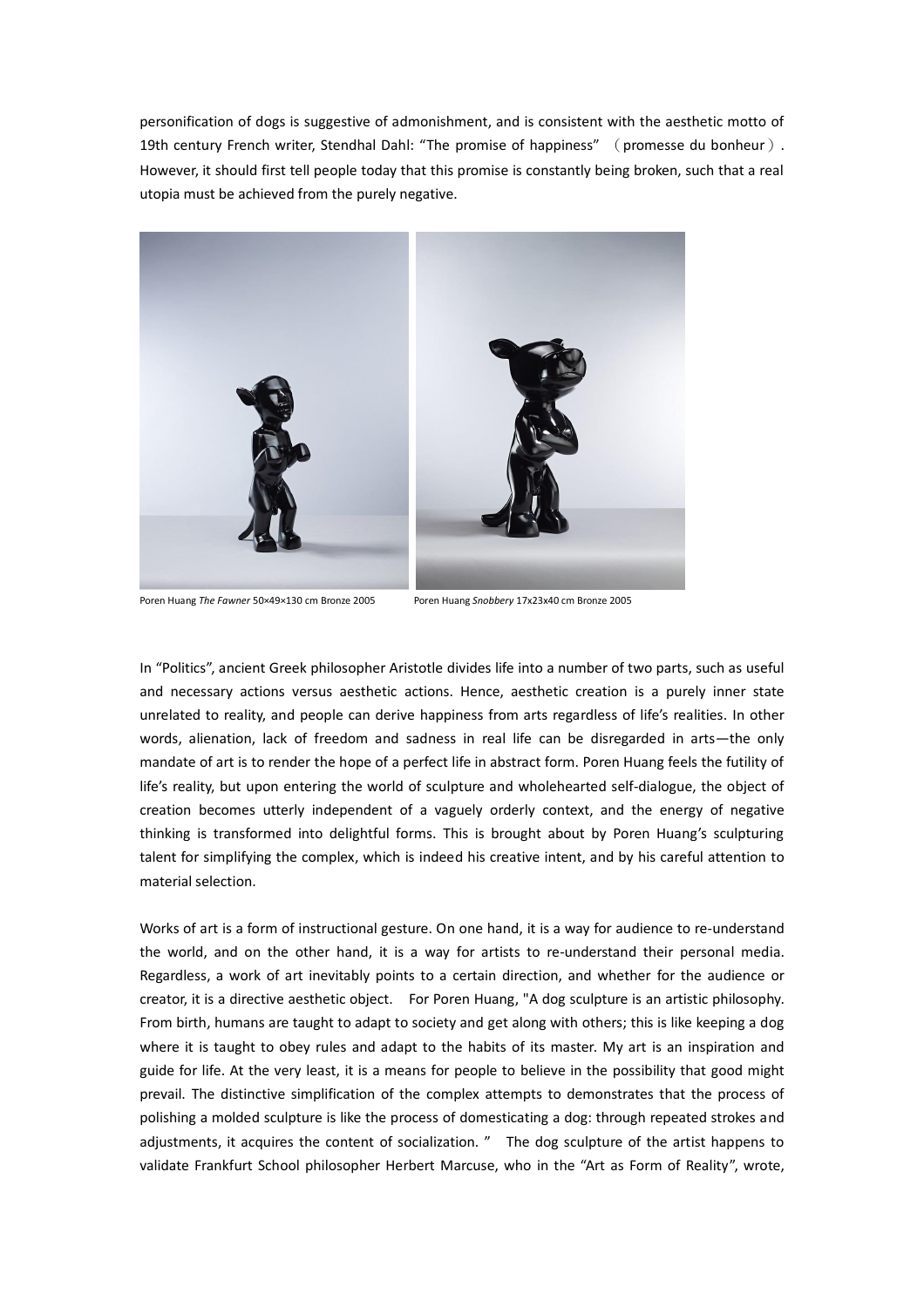personification of dogs is suggestive of admonishment, and is consistent with the aesthetic motto of 19th century French writer, Stendhal Dahl: "The promise of happiness" （promesse du bonheur）. However, it should first tell people today that this promise is constantly being broken, such that a real utopia must be achieved from the purely negative.

Poren Huang *The Fawner* 50×49×130 cm Bronze 2005　　Poren Huang *Snobbery* 17x23x40 cm Bronze 2005

In "Politics", ancient Greek philosopher Aristotle divides life into a number of two parts, such as useful and necessary actions versus aesthetic actions. Hence, aesthetic creation is a purely inner state unrelated to reality, and people can derive happiness from arts regardless of life's realities. In other words, alienation, lack of freedom and sadness in real life can be disregarded in arts—the only mandate of art is to render the hope of a perfect life in abstract form. Poren Huang feels the futility of life's reality, but upon entering the world of sculpture and wholehearted self-dialogue, the object of creation becomes utterly independent of a vaguely orderly context, and the energy of negative thinking is transformed into delightful forms. This is brought about by Poren Huang's sculpturing talent for simplifying the complex, which is indeed his creative intent, and by his careful attention to material selection.

Works of art is a form of instructional gesture. On one hand, it is a way for audience to re-understand the world, and on the other hand, it is a way for artists to re-understand their personal media. Regardless, a work of art inevitably points to a certain direction, and whether for the audience or creator, it is a directive aesthetic object. For Poren Huang, "A dog sculpture is an artistic philosophy. From birth, humans are taught to adapt to society and get along with others; this is like keeping a dog where it is taught to obey rules and adapt to the habits of its master. My art is an inspiration and guide for life. At the very least, it is a means for people to believe in the possibility that good might prevail. The distinctive simplification of the complex attempts to demonstrates that the process of polishing a molded sculpture is like the process of domesticating a dog: through repeated strokes and adjustments, it acquires the content of socialization. " The dog sculpture of the artist happens to validate Frankfurt School philosopher Herbert Marcuse, who in the "Art as Form of Reality", wrote,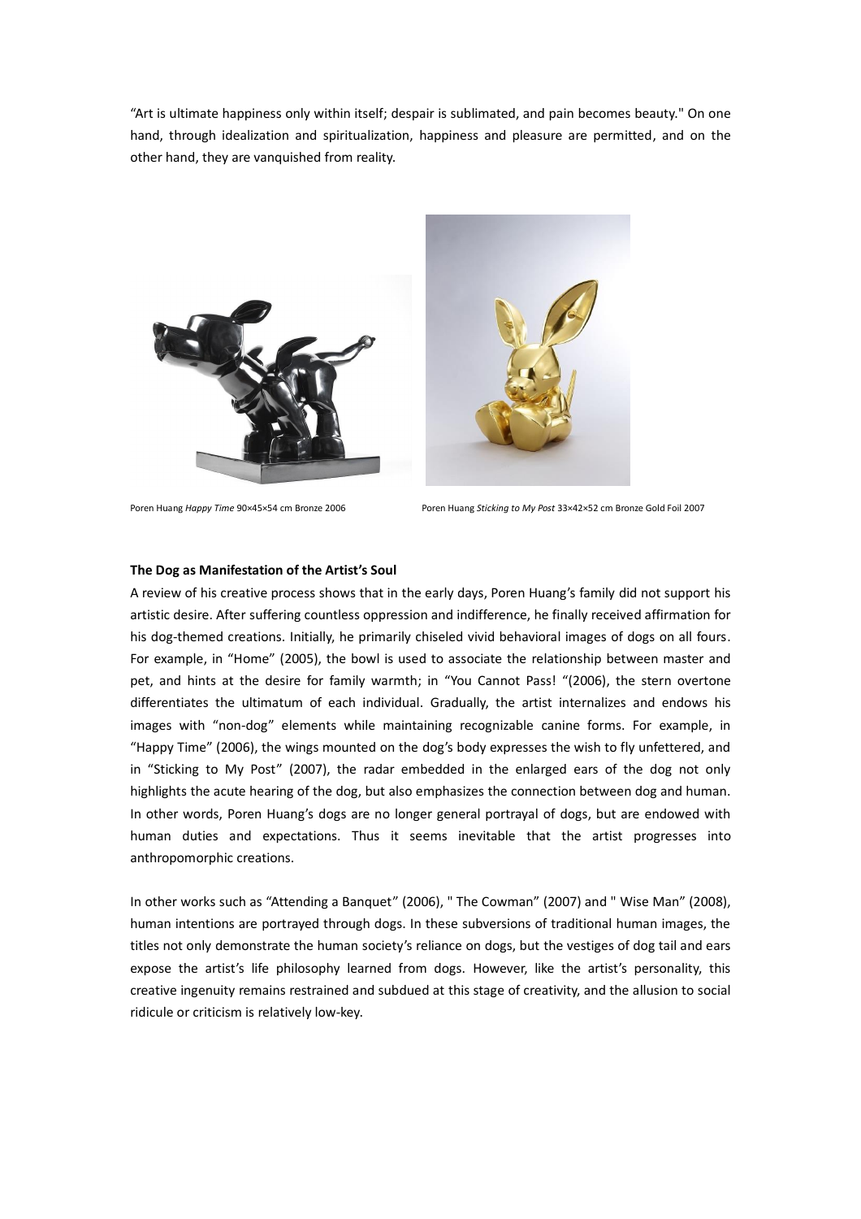"Art is ultimate happiness only within itself; despair is sublimated, and pain becomes beauty." On one hand, through idealization and spiritualization, happiness and pleasure are permitted, and on the other hand, they are vanquished from reality.

Poren Huang *Happy Time* 90×45×54 cm Bronze 2006

Poren Huang *Sticking to My Post* 33×42×52 cm Bronze Gold Foil 2007

**The Dog as Manifestation of the Artist's Soul**

A review of his creative process shows that in the early days, Poren Huang's family did not support his artistic desire. After suffering countless oppression and indifference, he finally received affirmation for his dog-themed creations. Initially, he primarily chiseled vivid behavioral images of dogs on all fours. For example, in "Home" (2005), the bowl is used to associate the relationship between master and pet, and hints at the desire for family warmth; in "You Cannot Pass! "(2006), the stern overtone differentiates the ultimatum of each individual. Gradually, the artist internalizes and endows his images with "non-dog" elements while maintaining recognizable canine forms. For example, in "Happy Time" (2006), the wings mounted on the dog's body expresses the wish to fly unfettered, and in "Sticking to My Post" (2007), the radar embedded in the enlarged ears of the dog not only highlights the acute hearing of the dog, but also emphasizes the connection between dog and human. In other words, Poren Huang's dogs are no longer general portrayal of dogs, but are endowed with human duties and expectations. Thus it seems inevitable that the artist progresses into anthropomorphic creations.

In other works such as "Attending a Banquet" (2006), " The Cowman" (2007) and " Wise Man" (2008), human intentions are portrayed through dogs. In these subversions of traditional human images, the titles not only demonstrate the human society's reliance on dogs, but the vestiges of dog tail and ears expose the artist's life philosophy learned from dogs. However, like the artist's personality, this creative ingenuity remains restrained and subdued at this stage of creativity, and the allusion to social ridicule or criticism is relatively low-key.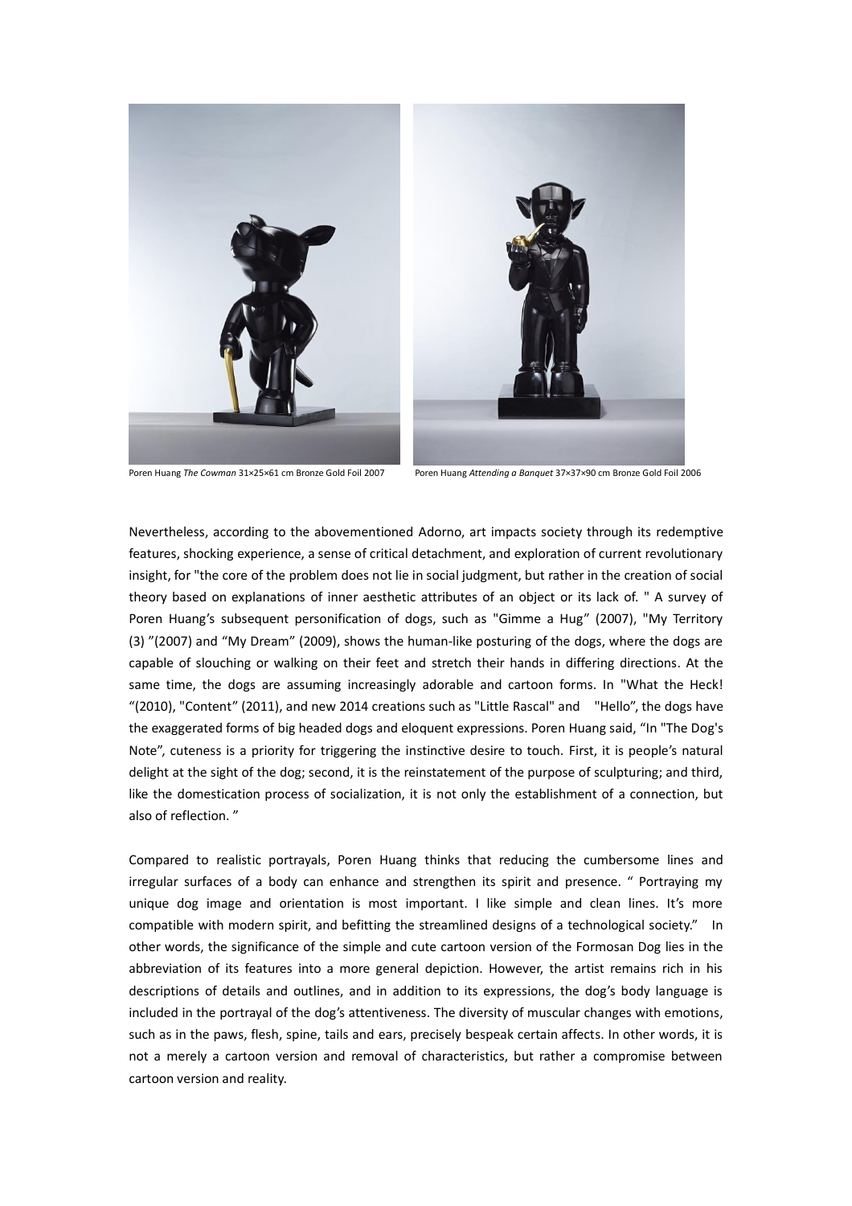Poren Huang *The Cowman* 31×25×61 cm Bronze Gold Foil 2007 Poren Huang *Attending a Banquet* 37×37×90 cm Bronze Gold Foil 2006

Nevertheless, according to the abovementioned Adorno, art impacts society through its redemptive features, shocking experience, a sense of critical detachment, and exploration of current revolutionary insight, for "the core of the problem does not lie in social judgment, but rather in the creation of social theory based on explanations of inner aesthetic attributes of an object or its lack of. " A survey of Poren Huang's subsequent personification of dogs, such as "Gimme a Hug" (2007), "My Territory (3) "(2007) and "My Dream" (2009), shows the human-like posturing of the dogs, where the dogs are capable of slouching or walking on their feet and stretch their hands in differing directions. At the same time, the dogs are assuming increasingly adorable and cartoon forms. In "What the Heck! "(2010), "Content" (2011), and new 2014 creations such as "Little Rascal" and "Hello", the dogs have the exaggerated forms of big headed dogs and eloquent expressions. Poren Huang said, "In "The Dog's Note", cuteness is a priority for triggering the instinctive desire to touch. First, it is people's natural delight at the sight of the dog; second, it is the reinstatement of the purpose of sculpturing; and third, like the domestication process of socialization, it is not only the establishment of a connection, but also of reflection. "

Compared to realistic portrayals, Poren Huang thinks that reducing the cumbersome lines and irregular surfaces of a body can enhance and strengthen its spirit and presence. " Portraying my unique dog image and orientation is most important. I like simple and clean lines. It's more compatible with modern spirit, and befitting the streamlined designs of a technological society." In other words, the significance of the simple and cute cartoon version of the Formosan Dog lies in the abbreviation of its features into a more general depiction. However, the artist remains rich in his descriptions of details and outlines, and in addition to its expressions, the dog's body language is included in the portrayal of the dog's attentiveness. The diversity of muscular changes with emotions, such as in the paws, flesh, spine, tails and ears, precisely bespeak certain affects. In other words, it is not a merely a cartoon version and removal of characteristics, but rather a compromise between cartoon version and reality.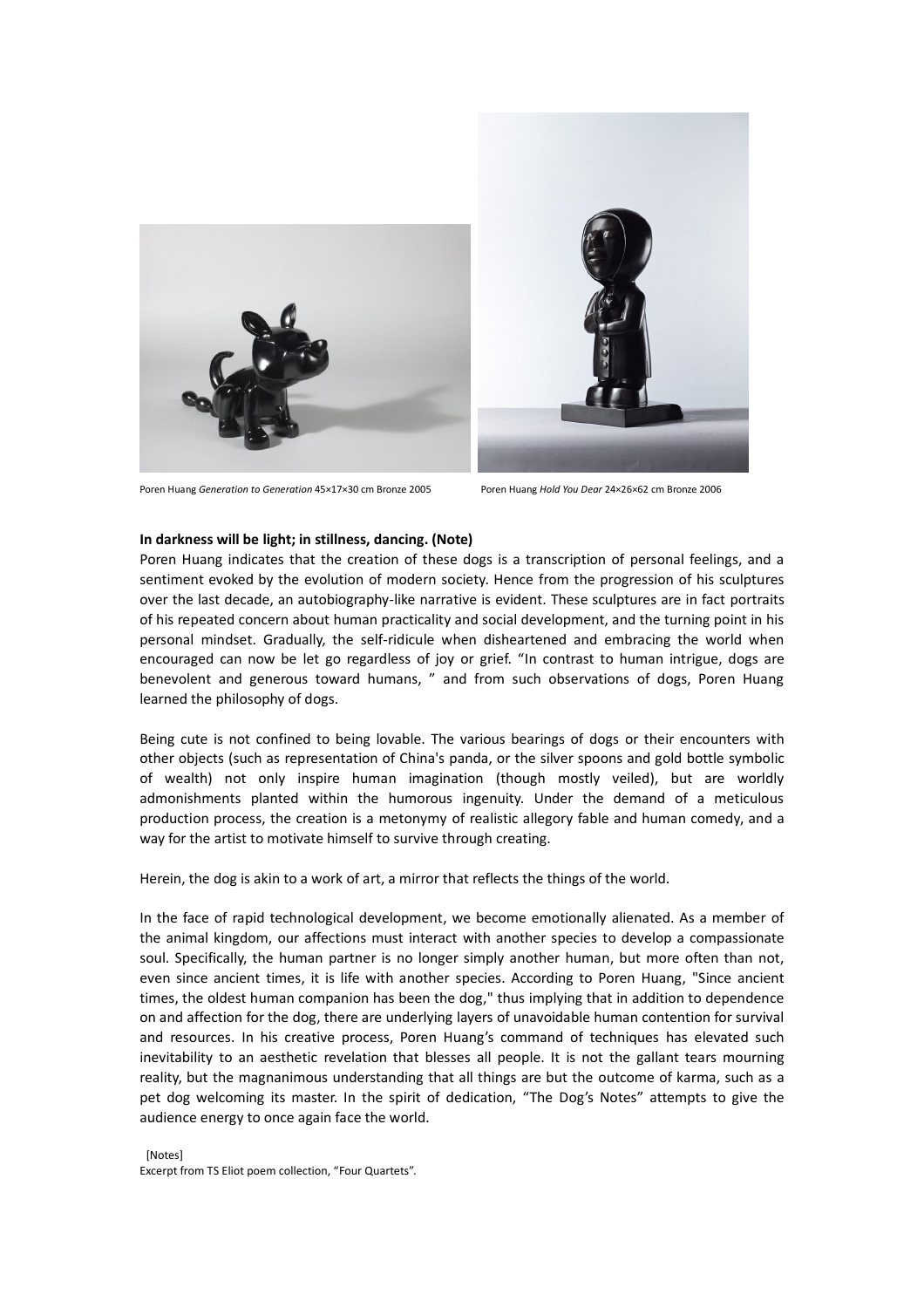Poren Huang *Generation to Generation* 45×17×30 cm Bronze 2005

Poren Huang *Hold You Dear* 24×26×62 cm Bronze 2006

**In darkness will be light; in stillness, dancing. (Note)**

Poren Huang indicates that the creation of these dogs is a transcription of personal feelings, and a sentiment evoked by the evolution of modern society. Hence from the progression of his sculptures over the last decade, an autobiography-like narrative is evident. These sculptures are in fact portraits of his repeated concern about human practicality and social development, and the turning point in his personal mindset. Gradually, the self-ridicule when disheartened and embracing the world when encouraged can now be let go regardless of joy or grief. "In contrast to human intrigue, dogs are benevolent and generous toward humans, " and from such observations of dogs, Poren Huang learned the philosophy of dogs.

Being cute is not confined to being lovable. The various bearings of dogs or their encounters with other objects (such as representation of China's panda, or the silver spoons and gold bottle symbolic of wealth) not only inspire human imagination (though mostly veiled), but are worldly admonishments planted within the humorous ingenuity. Under the demand of a meticulous production process, the creation is a metonymy of realistic allegory fable and human comedy, and a way for the artist to motivate himself to survive through creating.

Herein, the dog is akin to a work of art, a mirror that reflects the things of the world.

In the face of rapid technological development, we become emotionally alienated. As a member of the animal kingdom, our affections must interact with another species to develop a compassionate soul. Specifically, the human partner is no longer simply another human, but more often than not, even since ancient times, it is life with another species. According to Poren Huang, "Since ancient times, the oldest human companion has been the dog," thus implying that in addition to dependence on and affection for the dog, there are underlying layers of unavoidable human contention for survival and resources. In his creative process, Poren Huang's command of techniques has elevated such inevitability to an aesthetic revelation that blesses all people. It is not the gallant tears mourning reality, but the magnanimous understanding that all things are but the outcome of karma, such as a pet dog welcoming its master. In the spirit of dedication, "The Dog's Notes" attempts to give the audience energy to once again face the world.

[Notes]
Excerpt from TS Eliot poem collection, "Four Quartets".